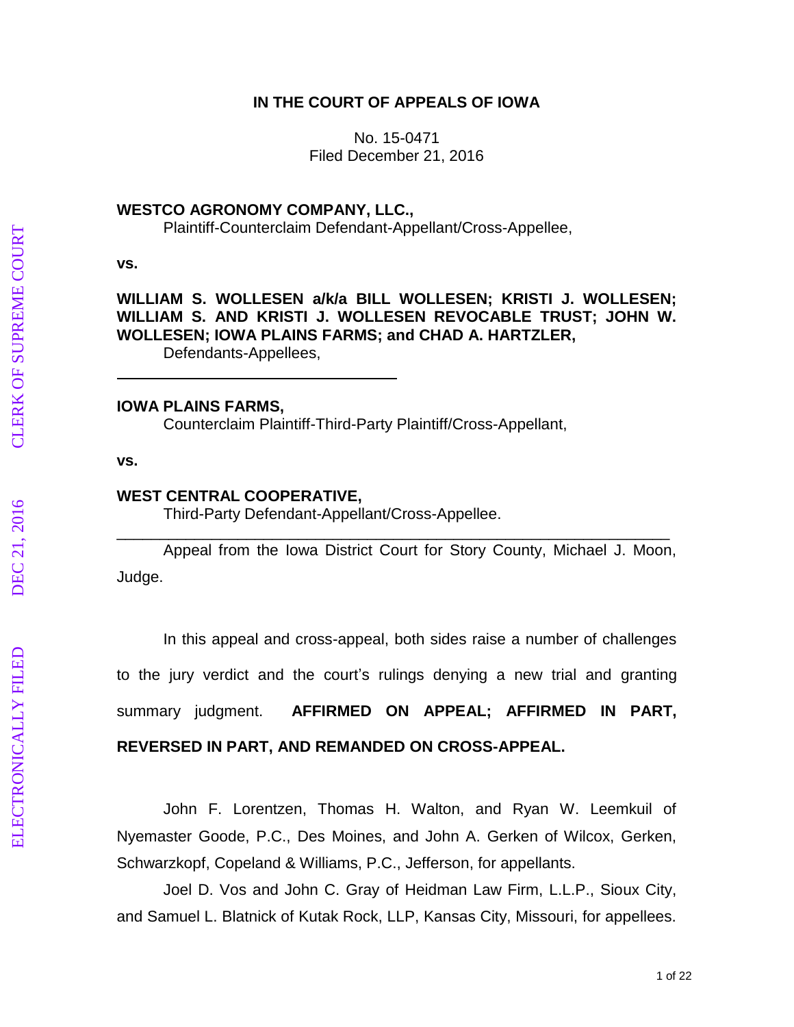# IN THE COURT OF APPEALS OF IOWA

No. 15-0471
Filed December 21, 2016

**WESTCO AGRONOMY COMPANY, LLC.,**
Plaintiff-Counterclaim Defendant-Appellant/Cross-Appellee,

**vs.**

**WILLIAM S. WOLLESEN a/k/a BILL WOLLESEN; KRISTI J. WOLLESEN; WILLIAM S. AND KRISTI J. WOLLESEN REVOCABLE TRUST; JOHN W. WOLLESEN; IOWA PLAINS FARMS; and CHAD A. HARTZLER,**
Defendants-Appellees,

---

**IOWA PLAINS FARMS,**
Counterclaim Plaintiff-Third-Party Plaintiff/Cross-Appellant,

**vs.**

**WEST CENTRAL COOPERATIVE,**
Third-Party Defendant-Appellant/Cross-Appellee.

---

Appeal from the Iowa District Court for Story County, Michael J. Moon, Judge.

In this appeal and cross-appeal, both sides raise a number of challenges to the jury verdict and the court's rulings denying a new trial and granting summary judgment. **AFFIRMED ON APPEAL; AFFIRMED IN PART, REVERSED IN PART, AND REMANDED ON CROSS-APPEAL.**

John F. Lorentzen, Thomas H. Walton, and Ryan W. Leemkuil of Nyemaster Goode, P.C., Des Moines, and John A. Gerken of Wilcox, Gerken, Schwarzkopf, Copeland & Williams, P.C., Jefferson, for appellants.

Joel D. Vos and John C. Gray of Heidman Law Firm, L.L.P., Sioux City, and Samuel L. Blatnick of Kutak Rock, LLP, Kansas City, Missouri, for appellees.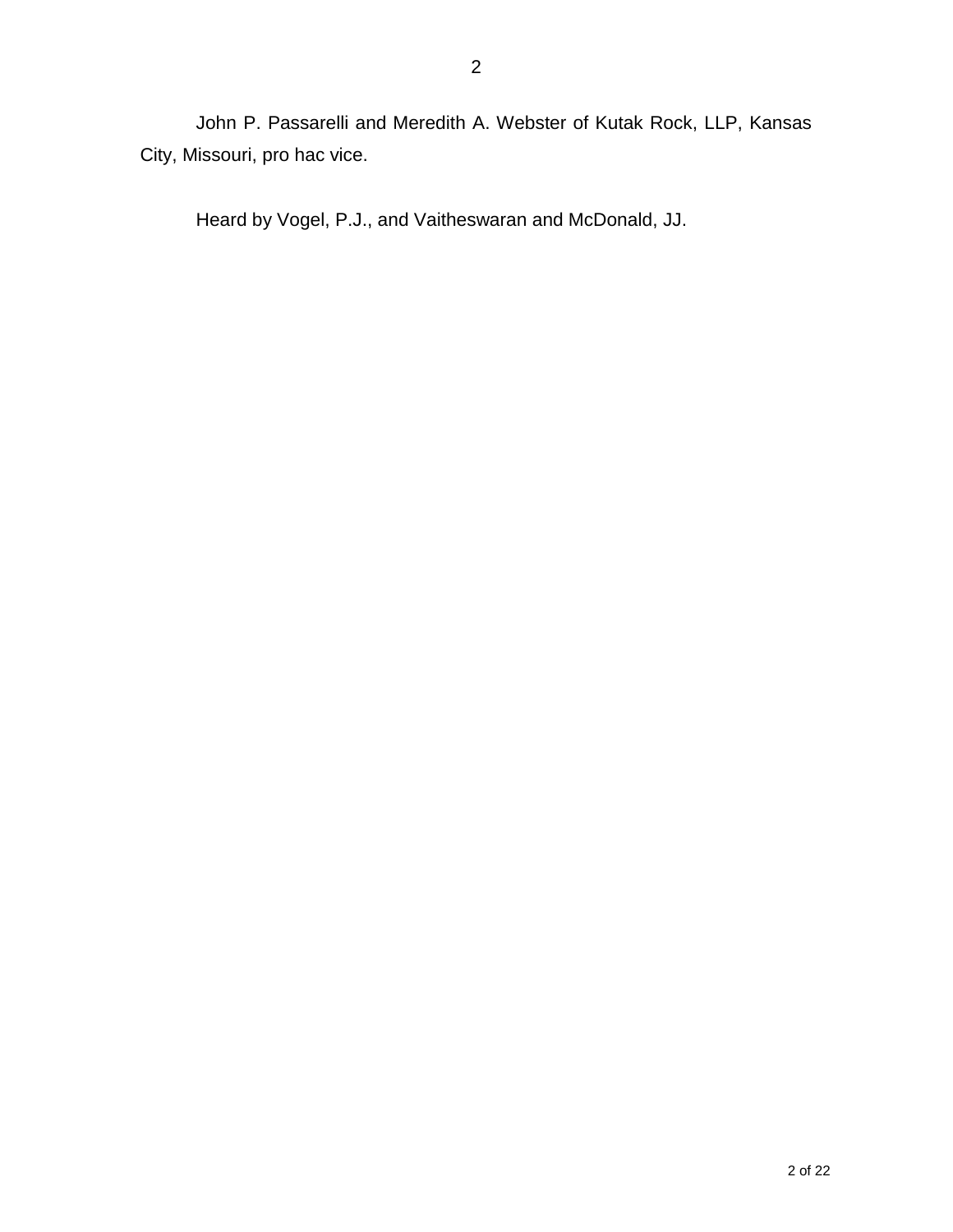John P. Passarelli and Meredith A. Webster of Kutak Rock, LLP, Kansas City, Missouri, pro hac vice.

Heard by Vogel, P.J., and Vaitheswaran and McDonald, JJ.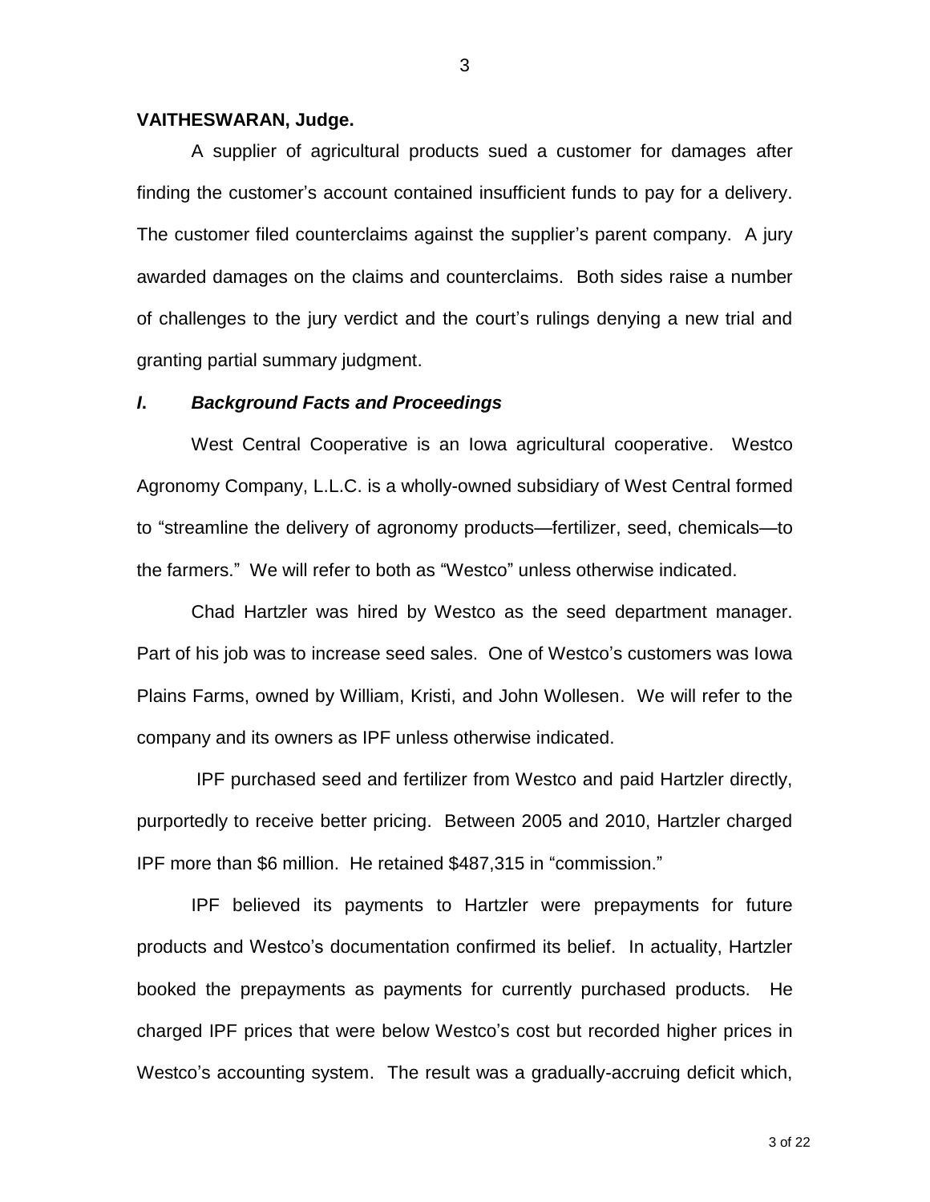**VAITHESWARAN, Judge.**

A supplier of agricultural products sued a customer for damages after finding the customer's account contained insufficient funds to pay for a delivery. The customer filed counterclaims against the supplier's parent company. A jury awarded damages on the claims and counterclaims. Both sides raise a number of challenges to the jury verdict and the court's rulings denying a new trial and granting partial summary judgment.

## *I. Background Facts and Proceedings*

West Central Cooperative is an Iowa agricultural cooperative. Westco Agronomy Company, L.L.C. is a wholly-owned subsidiary of West Central formed to "streamline the delivery of agronomy products—fertilizer, seed, chemicals—to the farmers." We will refer to both as "Westco" unless otherwise indicated.

Chad Hartzler was hired by Westco as the seed department manager. Part of his job was to increase seed sales. One of Westco's customers was Iowa Plains Farms, owned by William, Kristi, and John Wollesen. We will refer to the company and its owners as IPF unless otherwise indicated.

IPF purchased seed and fertilizer from Westco and paid Hartzler directly, purportedly to receive better pricing. Between 2005 and 2010, Hartzler charged IPF more than $6 million. He retained $487,315 in "commission."

IPF believed its payments to Hartzler were prepayments for future products and Westco's documentation confirmed its belief. In actuality, Hartzler booked the prepayments as payments for currently purchased products. He charged IPF prices that were below Westco's cost but recorded higher prices in Westco's accounting system. The result was a gradually-accruing deficit which,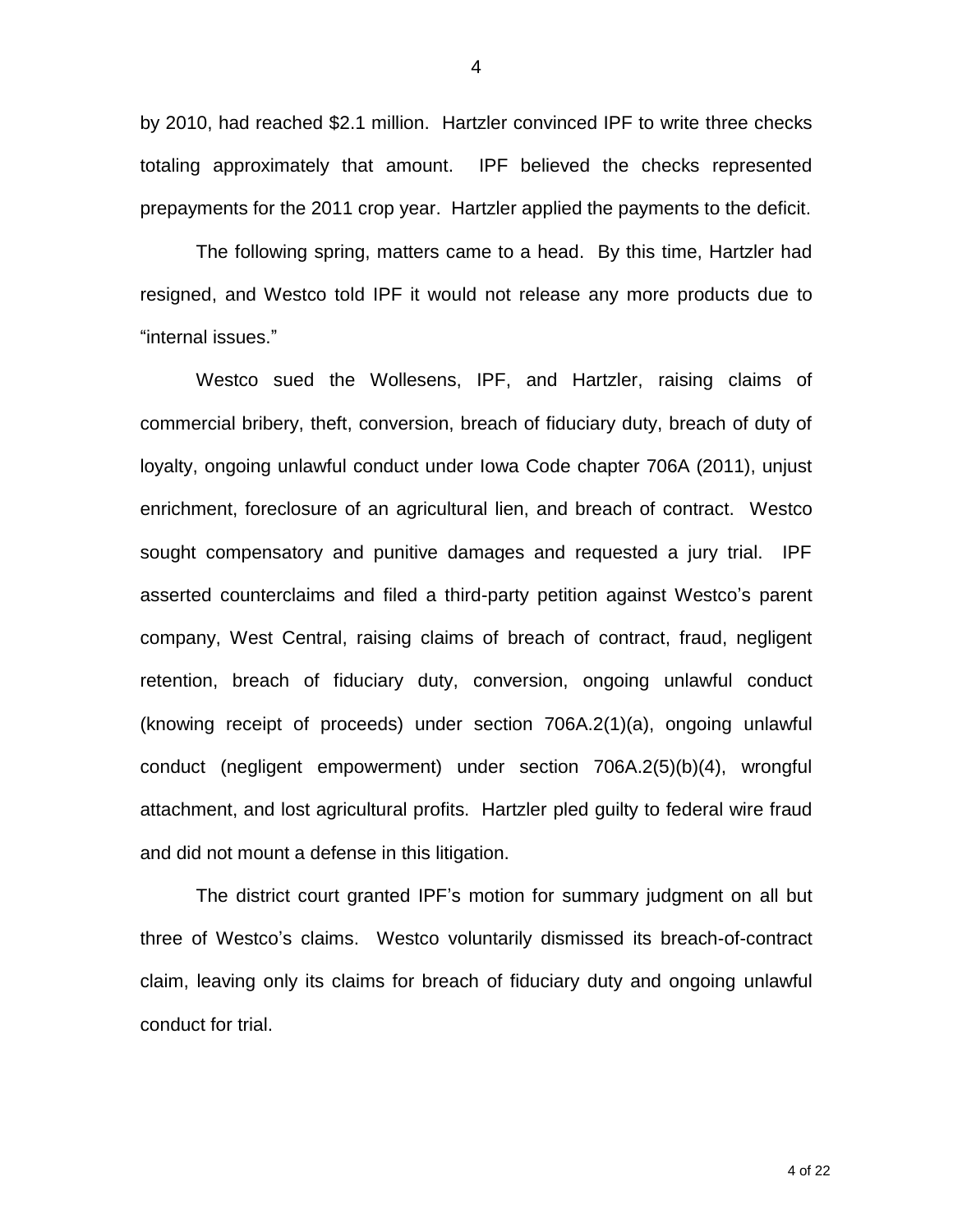by 2010, had reached $2.1 million. Hartzler convinced IPF to write three checks totaling approximately that amount. IPF believed the checks represented prepayments for the 2011 crop year. Hartzler applied the payments to the deficit.

The following spring, matters came to a head. By this time, Hartzler had resigned, and Westco told IPF it would not release any more products due to "internal issues."

Westco sued the Wollesens, IPF, and Hartzler, raising claims of commercial bribery, theft, conversion, breach of fiduciary duty, breach of duty of loyalty, ongoing unlawful conduct under Iowa Code chapter 706A (2011), unjust enrichment, foreclosure of an agricultural lien, and breach of contract. Westco sought compensatory and punitive damages and requested a jury trial. IPF asserted counterclaims and filed a third-party petition against Westco's parent company, West Central, raising claims of breach of contract, fraud, negligent retention, breach of fiduciary duty, conversion, ongoing unlawful conduct (knowing receipt of proceeds) under section 706A.2(1)(a), ongoing unlawful conduct (negligent empowerment) under section 706A.2(5)(b)(4), wrongful attachment, and lost agricultural profits. Hartzler pled guilty to federal wire fraud and did not mount a defense in this litigation.

The district court granted IPF's motion for summary judgment on all but three of Westco's claims. Westco voluntarily dismissed its breach-of-contract claim, leaving only its claims for breach of fiduciary duty and ongoing unlawful conduct for trial.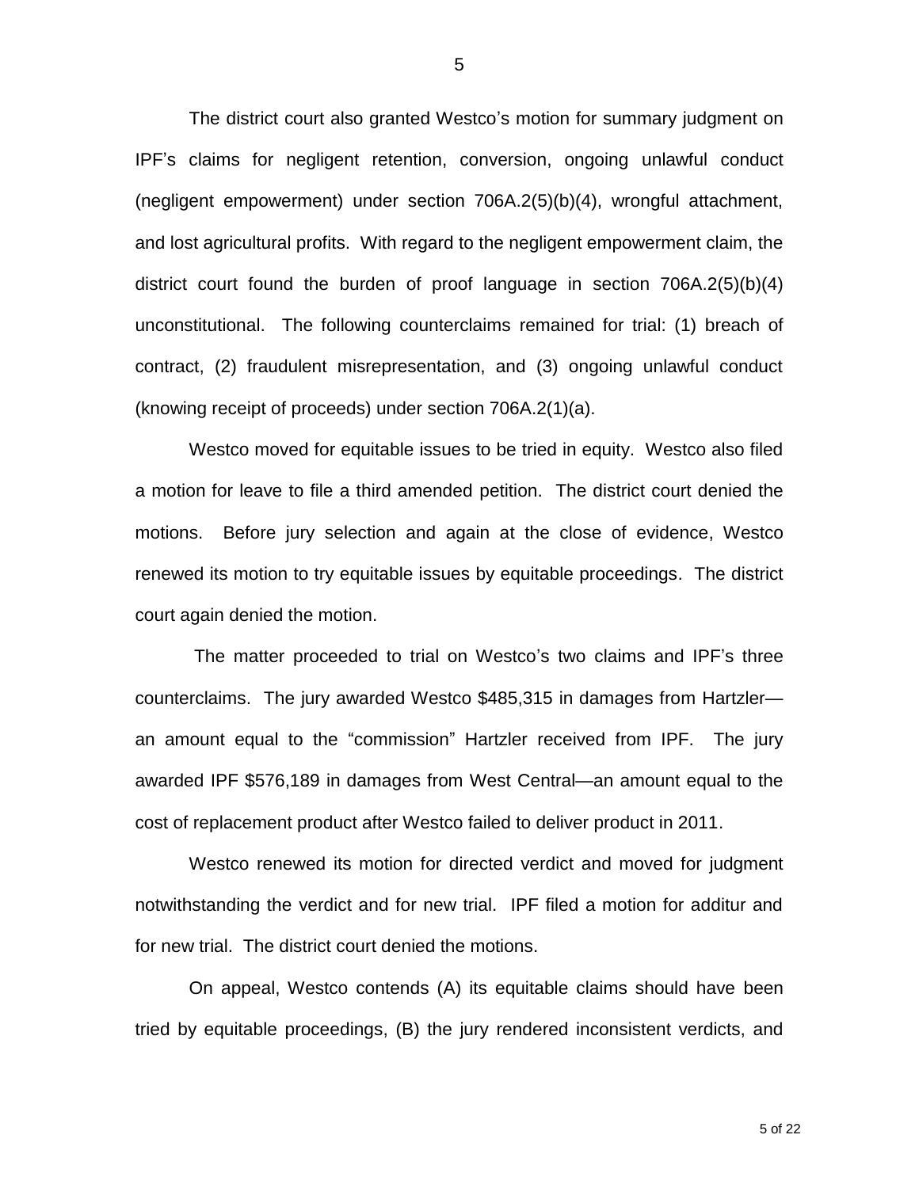The district court also granted Westco's motion for summary judgment on IPF's claims for negligent retention, conversion, ongoing unlawful conduct (negligent empowerment) under section 706A.2(5)(b)(4), wrongful attachment, and lost agricultural profits. With regard to the negligent empowerment claim, the district court found the burden of proof language in section 706A.2(5)(b)(4) unconstitutional. The following counterclaims remained for trial: (1) breach of contract, (2) fraudulent misrepresentation, and (3) ongoing unlawful conduct (knowing receipt of proceeds) under section 706A.2(1)(a).

Westco moved for equitable issues to be tried in equity. Westco also filed a motion for leave to file a third amended petition. The district court denied the motions. Before jury selection and again at the close of evidence, Westco renewed its motion to try equitable issues by equitable proceedings. The district court again denied the motion.

The matter proceeded to trial on Westco's two claims and IPF's three counterclaims. The jury awarded Westco $485,315 in damages from Hartzler—an amount equal to the "commission" Hartzler received from IPF. The jury awarded IPF $576,189 in damages from West Central—an amount equal to the cost of replacement product after Westco failed to deliver product in 2011.

Westco renewed its motion for directed verdict and moved for judgment notwithstanding the verdict and for new trial. IPF filed a motion for additur and for new trial. The district court denied the motions.

On appeal, Westco contends (A) its equitable claims should have been tried by equitable proceedings, (B) the jury rendered inconsistent verdicts, and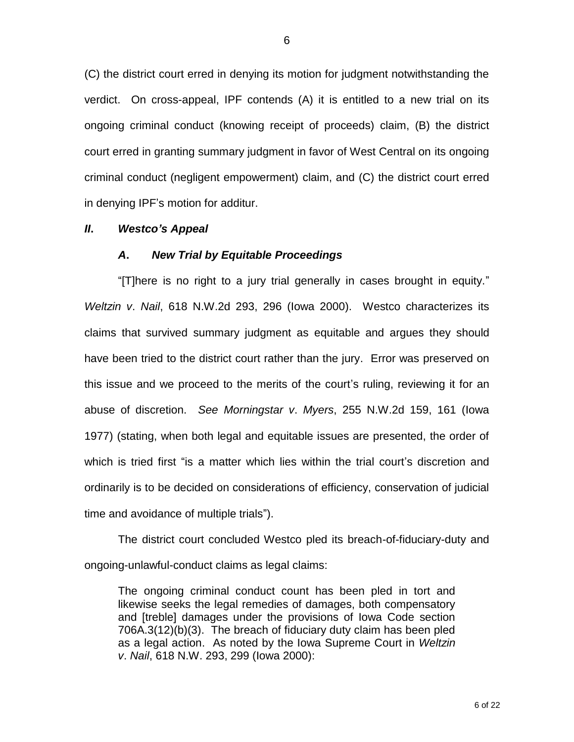(C) the district court erred in denying its motion for judgment notwithstanding the verdict. On cross-appeal, IPF contends (A) it is entitled to a new trial on its ongoing criminal conduct (knowing receipt of proceeds) claim, (B) the district court erred in granting summary judgment in favor of West Central on its ongoing criminal conduct (negligent empowerment) claim, and (C) the district court erred in denying IPF's motion for additur.

## *II. Westco's Appeal*

### *A. New Trial by Equitable Proceedings*

"[T]here is no right to a jury trial generally in cases brought in equity." *Weltzin v. Nail*, 618 N.W.2d 293, 296 (Iowa 2000). Westco characterizes its claims that survived summary judgment as equitable and argues they should have been tried to the district court rather than the jury. Error was preserved on this issue and we proceed to the merits of the court's ruling, reviewing it for an abuse of discretion. *See Morningstar v. Myers*, 255 N.W.2d 159, 161 (Iowa 1977) (stating, when both legal and equitable issues are presented, the order of which is tried first "is a matter which lies within the trial court's discretion and ordinarily is to be decided on considerations of efficiency, conservation of judicial time and avoidance of multiple trials").

The district court concluded Westco pled its breach-of-fiduciary-duty and ongoing-unlawful-conduct claims as legal claims:

> The ongoing criminal conduct count has been pled in tort and likewise seeks the legal remedies of damages, both compensatory and [treble] damages under the provisions of Iowa Code section 706A.3(12)(b)(3). The breach of fiduciary duty claim has been pled as a legal action. As noted by the Iowa Supreme Court in *Weltzin v. Nail*, 618 N.W. 293, 299 (Iowa 2000):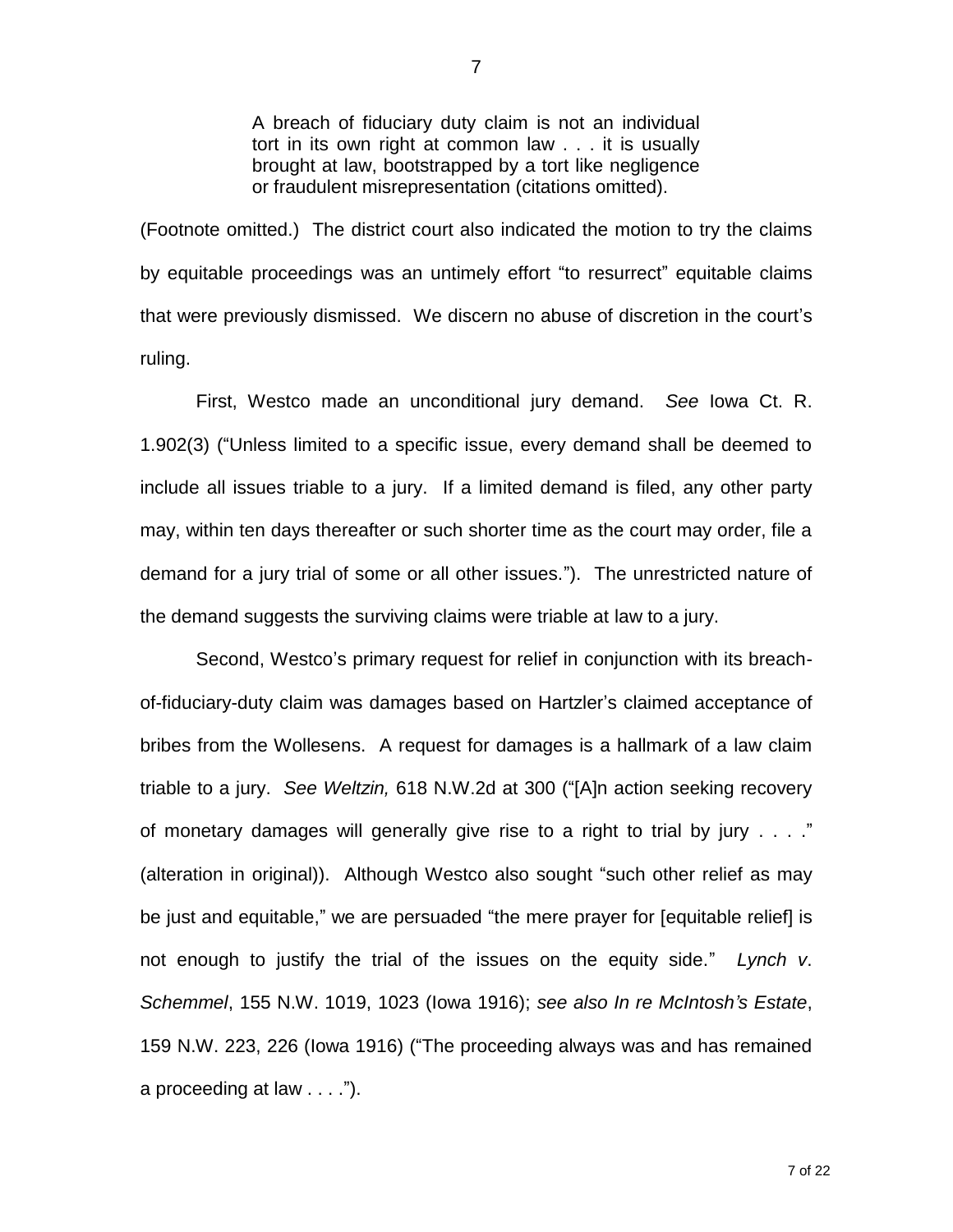> A breach of fiduciary duty claim is not an individual tort in its own right at common law . . . it is usually brought at law, bootstrapped by a tort like negligence or fraudulent misrepresentation (citations omitted).

(Footnote omitted.) The district court also indicated the motion to try the claims by equitable proceedings was an untimely effort "to resurrect" equitable claims that were previously dismissed. We discern no abuse of discretion in the court's ruling.

First, Westco made an unconditional jury demand. *See* Iowa Ct. R. 1.902(3) ("Unless limited to a specific issue, every demand shall be deemed to include all issues triable to a jury. If a limited demand is filed, any other party may, within ten days thereafter or such shorter time as the court may order, file a demand for a jury trial of some or all other issues."). The unrestricted nature of the demand suggests the surviving claims were triable at law to a jury.

Second, Westco's primary request for relief in conjunction with its breach-of-fiduciary-duty claim was damages based on Hartzler's claimed acceptance of bribes from the Wollesens. A request for damages is a hallmark of a law claim triable to a jury. *See Weltzin,* 618 N.W.2d at 300 ("[A]n action seeking recovery of monetary damages will generally give rise to a right to trial by jury . . . ." (alteration in original)). Although Westco also sought "such other relief as may be just and equitable," we are persuaded "the mere prayer for [equitable relief] is not enough to justify the trial of the issues on the equity side." *Lynch v. Schemmel*, 155 N.W. 1019, 1023 (Iowa 1916); *see also In re McIntosh's Estate*, 159 N.W. 223, 226 (Iowa 1916) ("The proceeding always was and has remained a proceeding at law . . . .").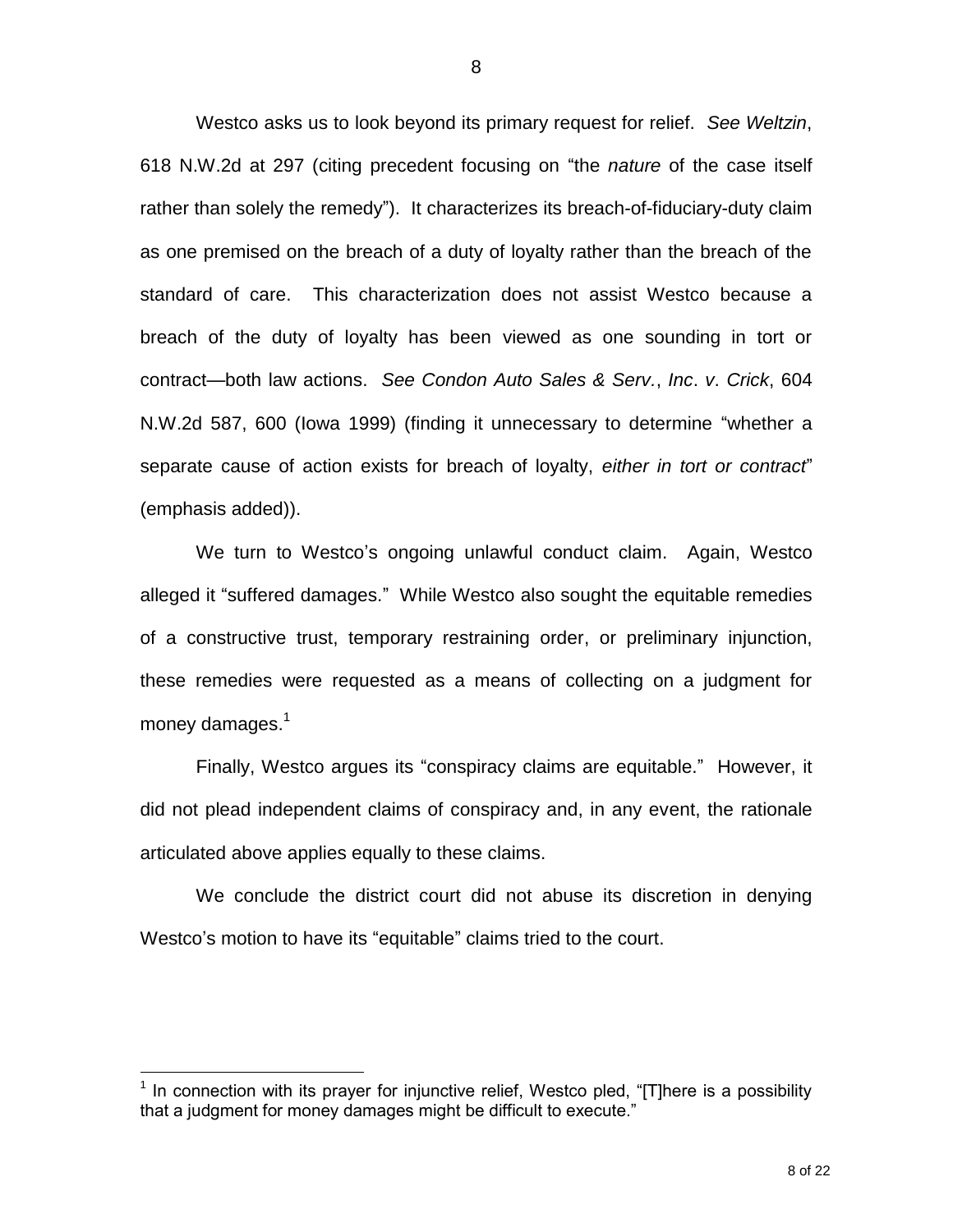Westco asks us to look beyond its primary request for relief. *See Weltzin*, 618 N.W.2d at 297 (citing precedent focusing on "the *nature* of the case itself rather than solely the remedy"). It characterizes its breach-of-fiduciary-duty claim as one premised on the breach of a duty of loyalty rather than the breach of the standard of care. This characterization does not assist Westco because a breach of the duty of loyalty has been viewed as one sounding in tort or contract—both law actions. *See Condon Auto Sales & Serv.*, *Inc*. *v*. *Crick*, 604 N.W.2d 587, 600 (Iowa 1999) (finding it unnecessary to determine "whether a separate cause of action exists for breach of loyalty, *either in tort or contract*" (emphasis added)).

We turn to Westco's ongoing unlawful conduct claim. Again, Westco alleged it "suffered damages." While Westco also sought the equitable remedies of a constructive trust, temporary restraining order, or preliminary injunction, these remedies were requested as a means of collecting on a judgment for money damages.[1]

Finally, Westco argues its "conspiracy claims are equitable." However, it did not plead independent claims of conspiracy and, in any event, the rationale articulated above applies equally to these claims.

We conclude the district court did not abuse its discretion in denying Westco's motion to have its "equitable" claims tried to the court.

---

[1] In connection with its prayer for injunctive relief, Westco pled, "[T]here is a possibility that a judgment for money damages might be difficult to execute."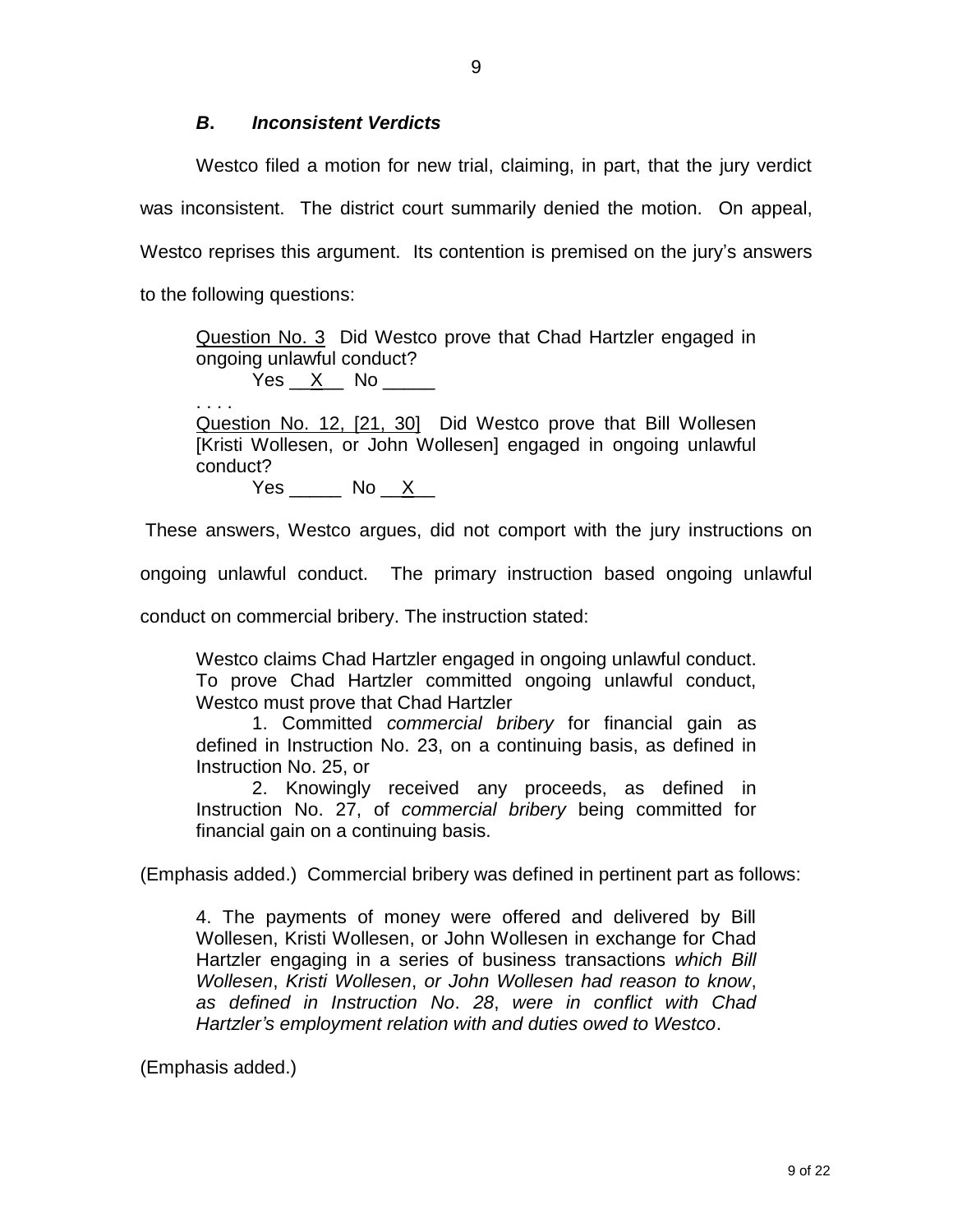### *B. Inconsistent Verdicts*

Westco filed a motion for new trial, claiming, in part, that the jury verdict was inconsistent. The district court summarily denied the motion. On appeal, Westco reprises this argument. Its contention is premised on the jury's answers to the following questions:

> Question No. 3 Did Westco prove that Chad Hartzler engaged in ongoing unlawful conduct?
>
> Yes __X__ No _____
>
> . . . .
>
> Question No. 12, [21, 30] Did Westco prove that Bill Wollesen [Kristi Wollesen, or John Wollesen] engaged in ongoing unlawful conduct?
>
> Yes _____ No __X__

These answers, Westco argues, did not comport with the jury instructions on ongoing unlawful conduct. The primary instruction based ongoing unlawful conduct on commercial bribery. The instruction stated:

> Westco claims Chad Hartzler engaged in ongoing unlawful conduct. To prove Chad Hartzler committed ongoing unlawful conduct, Westco must prove that Chad Hartzler
>
> 1. Committed *commercial bribery* for financial gain as defined in Instruction No. 23, on a continuing basis, as defined in Instruction No. 25, or
>
> 2. Knowingly received any proceeds, as defined in Instruction No. 27, of *commercial bribery* being committed for financial gain on a continuing basis.

(Emphasis added.) Commercial bribery was defined in pertinent part as follows:

> 4. The payments of money were offered and delivered by Bill Wollesen, Kristi Wollesen, or John Wollesen in exchange for Chad Hartzler engaging in a series of business transactions *which Bill Wollesen, Kristi Wollesen, or John Wollesen had reason to know, as defined in Instruction No. 28, were in conflict with Chad Hartzler's employment relation with and duties owed to Westco*.

(Emphasis added.)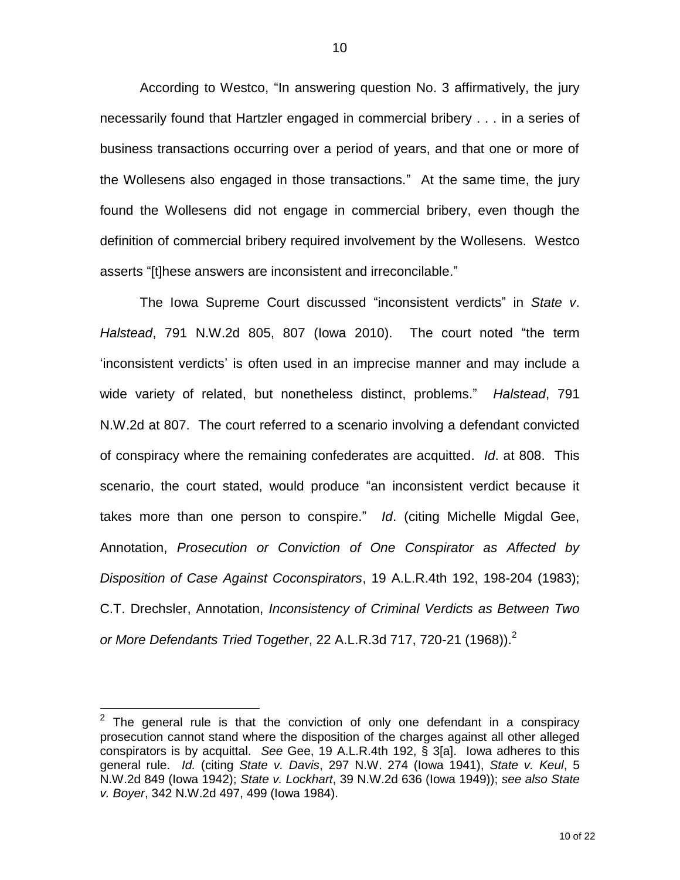According to Westco, "In answering question No. 3 affirmatively, the jury necessarily found that Hartzler engaged in commercial bribery . . . in a series of business transactions occurring over a period of years, and that one or more of the Wollesens also engaged in those transactions." At the same time, the jury found the Wollesens did not engage in commercial bribery, even though the definition of commercial bribery required involvement by the Wollesens. Westco asserts "[t]hese answers are inconsistent and irreconcilable."

The Iowa Supreme Court discussed "inconsistent verdicts" in *State v*. *Halstead*, 791 N.W.2d 805, 807 (Iowa 2010). The court noted "the term 'inconsistent verdicts' is often used in an imprecise manner and may include a wide variety of related, but nonetheless distinct, problems." *Halstead*, 791 N.W.2d at 807. The court referred to a scenario involving a defendant convicted of conspiracy where the remaining confederates are acquitted. *Id*. at 808. This scenario, the court stated, would produce "an inconsistent verdict because it takes more than one person to conspire." *Id*. (citing Michelle Migdal Gee, Annotation, *Prosecution or Conviction of One Conspirator as Affected by Disposition of Case Against Coconspirators*, 19 A.L.R.4th 192, 198-204 (1983); C.T. Drechsler, Annotation, *Inconsistency of Criminal Verdicts as Between Two or More Defendants Tried Together*, 22 A.L.R.3d 717, 720-21 (1968)).[2]

---

[2] The general rule is that the conviction of only one defendant in a conspiracy prosecution cannot stand where the disposition of the charges against all other alleged conspirators is by acquittal. *See* Gee, 19 A.L.R.4th 192, § 3[a]. Iowa adheres to this general rule. *Id.* (citing *State v. Davis*, 297 N.W. 274 (Iowa 1941), *State v. Keul*, 5 N.W.2d 849 (Iowa 1942); *State v. Lockhart*, 39 N.W.2d 636 (Iowa 1949)); *see also State v. Boyer*, 342 N.W.2d 497, 499 (Iowa 1984).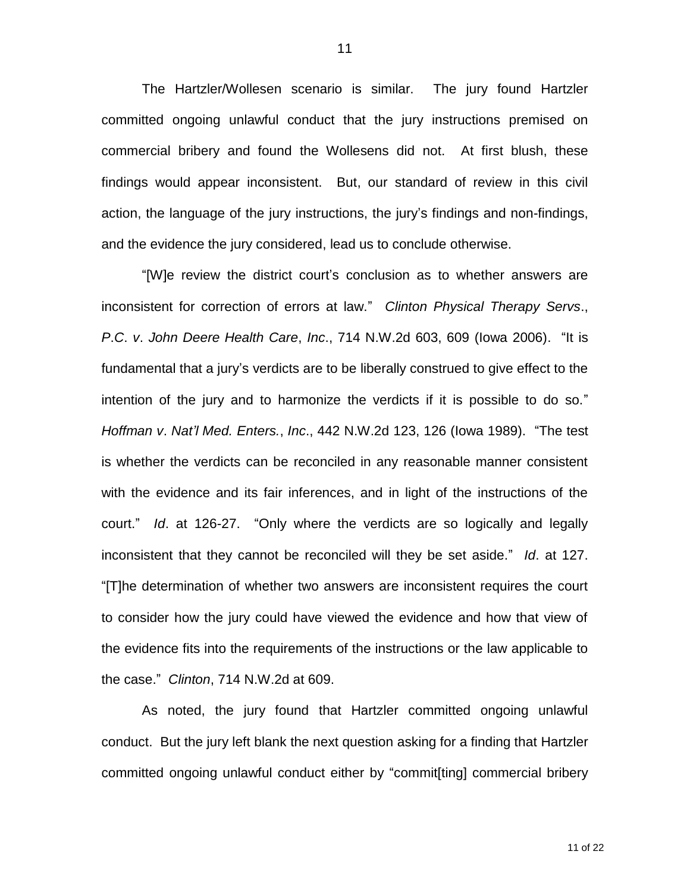The Hartzler/Wollesen scenario is similar. The jury found Hartzler committed ongoing unlawful conduct that the jury instructions premised on commercial bribery and found the Wollesens did not. At first blush, these findings would appear inconsistent. But, our standard of review in this civil action, the language of the jury instructions, the jury's findings and non-findings, and the evidence the jury considered, lead us to conclude otherwise.

"[W]e review the district court's conclusion as to whether answers are inconsistent for correction of errors at law." *Clinton Physical Therapy Servs*., *P.C*. *v*. *John Deere Health Care*, *Inc*., 714 N.W.2d 603, 609 (Iowa 2006). "It is fundamental that a jury's verdicts are to be liberally construed to give effect to the intention of the jury and to harmonize the verdicts if it is possible to do so." *Hoffman v*. *Nat'l Med. Enters.*, *Inc*., 442 N.W.2d 123, 126 (Iowa 1989). "The test is whether the verdicts can be reconciled in any reasonable manner consistent with the evidence and its fair inferences, and in light of the instructions of the court." *Id*. at 126-27. "Only where the verdicts are so logically and legally inconsistent that they cannot be reconciled will they be set aside." *Id*. at 127. "[T]he determination of whether two answers are inconsistent requires the court to consider how the jury could have viewed the evidence and how that view of the evidence fits into the requirements of the instructions or the law applicable to the case." *Clinton*, 714 N.W.2d at 609.

As noted, the jury found that Hartzler committed ongoing unlawful conduct. But the jury left blank the next question asking for a finding that Hartzler committed ongoing unlawful conduct either by "commit[ting] commercial bribery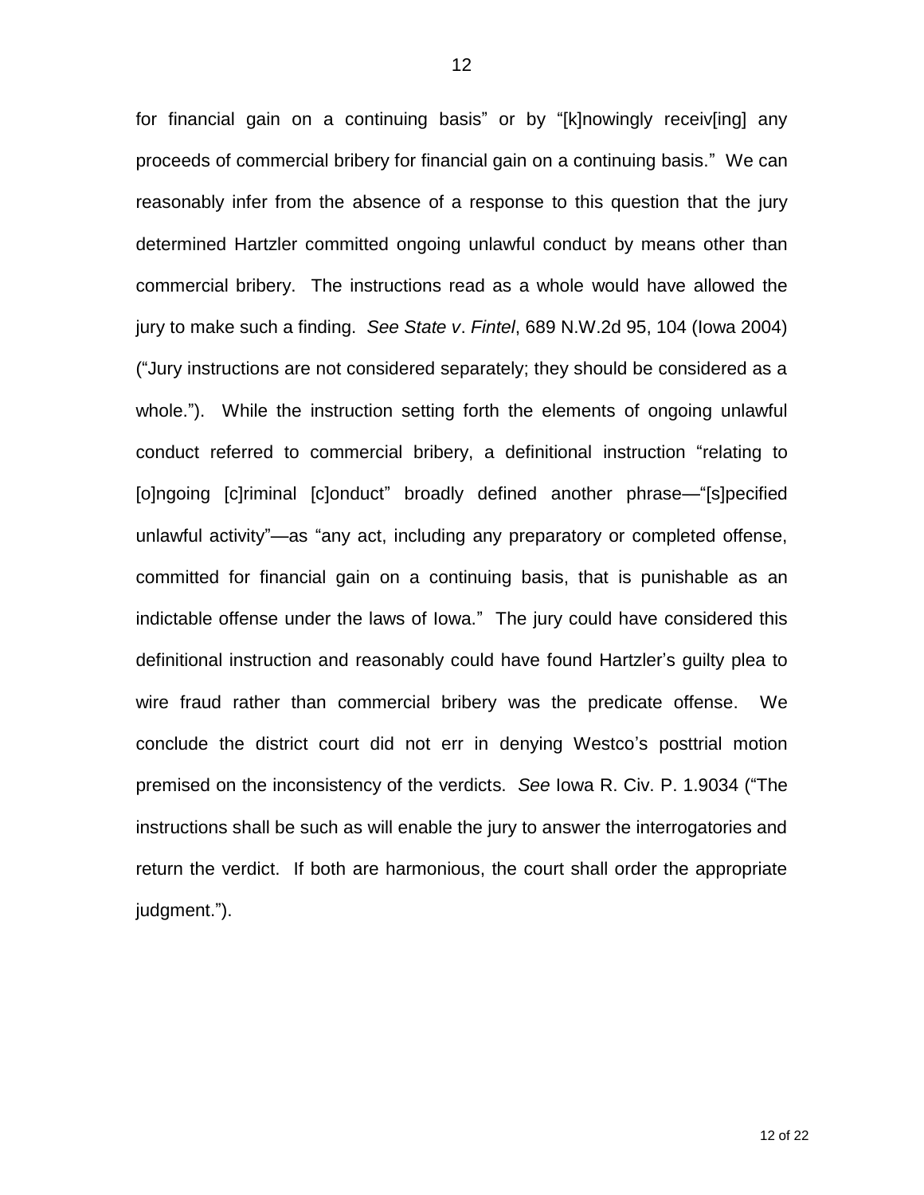for financial gain on a continuing basis" or by "[k]nowingly receiv[ing] any proceeds of commercial bribery for financial gain on a continuing basis." We can reasonably infer from the absence of a response to this question that the jury determined Hartzler committed ongoing unlawful conduct by means other than commercial bribery. The instructions read as a whole would have allowed the jury to make such a finding. *See State v. Fintel*, 689 N.W.2d 95, 104 (Iowa 2004) ("Jury instructions are not considered separately; they should be considered as a whole."). While the instruction setting forth the elements of ongoing unlawful conduct referred to commercial bribery, a definitional instruction "relating to [o]ngoing [c]riminal [c]onduct" broadly defined another phrase—"[s]pecified unlawful activity"—as "any act, including any preparatory or completed offense, committed for financial gain on a continuing basis, that is punishable as an indictable offense under the laws of Iowa." The jury could have considered this definitional instruction and reasonably could have found Hartzler's guilty plea to wire fraud rather than commercial bribery was the predicate offense. We conclude the district court did not err in denying Westco's posttrial motion premised on the inconsistency of the verdicts. *See* Iowa R. Civ. P. 1.9034 ("The instructions shall be such as will enable the jury to answer the interrogatories and return the verdict. If both are harmonious, the court shall order the appropriate judgment.").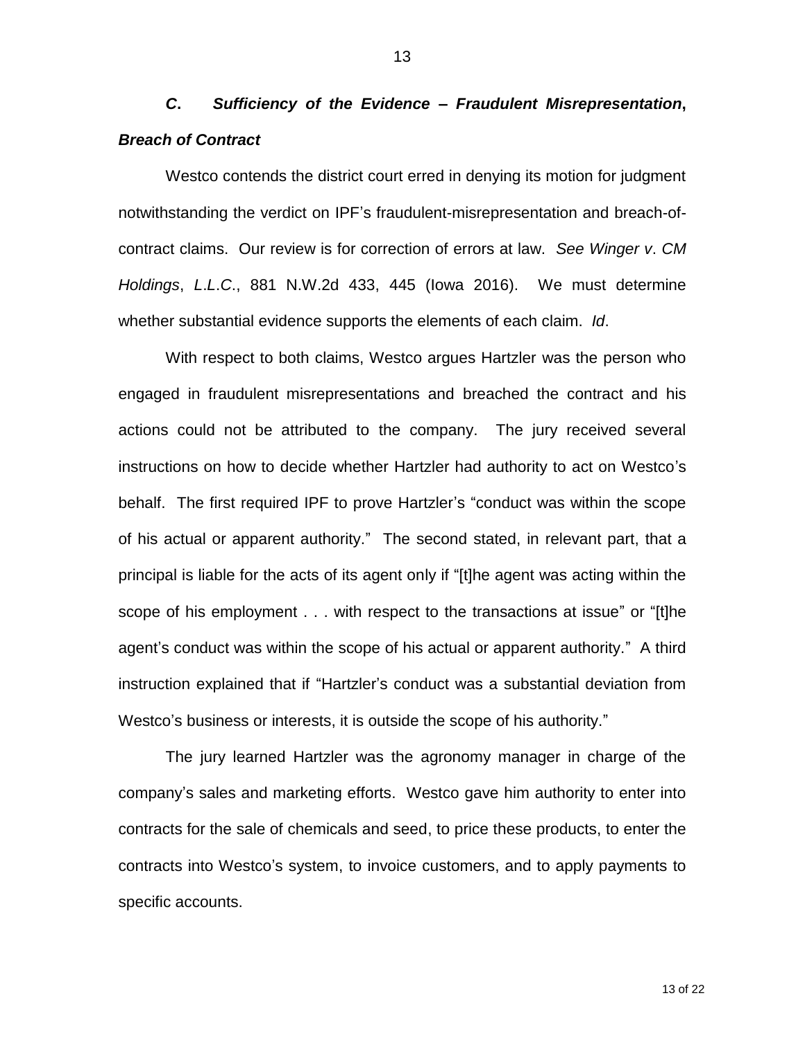### *C. Sufficiency of the Evidence – Fraudulent Misrepresentation, Breach of Contract*

Westco contends the district court erred in denying its motion for judgment notwithstanding the verdict on IPF's fraudulent-misrepresentation and breach-of-contract claims. Our review is for correction of errors at law. *See Winger v. CM Holdings, L.L.C.*, 881 N.W.2d 433, 445 (Iowa 2016). We must determine whether substantial evidence supports the elements of each claim. *Id*.

With respect to both claims, Westco argues Hartzler was the person who engaged in fraudulent misrepresentations and breached the contract and his actions could not be attributed to the company. The jury received several instructions on how to decide whether Hartzler had authority to act on Westco's behalf. The first required IPF to prove Hartzler's "conduct was within the scope of his actual or apparent authority." The second stated, in relevant part, that a principal is liable for the acts of its agent only if "[t]he agent was acting within the scope of his employment . . . with respect to the transactions at issue" or "[t]he agent's conduct was within the scope of his actual or apparent authority." A third instruction explained that if "Hartzler's conduct was a substantial deviation from Westco's business or interests, it is outside the scope of his authority."

The jury learned Hartzler was the agronomy manager in charge of the company's sales and marketing efforts. Westco gave him authority to enter into contracts for the sale of chemicals and seed, to price these products, to enter the contracts into Westco's system, to invoice customers, and to apply payments to specific accounts.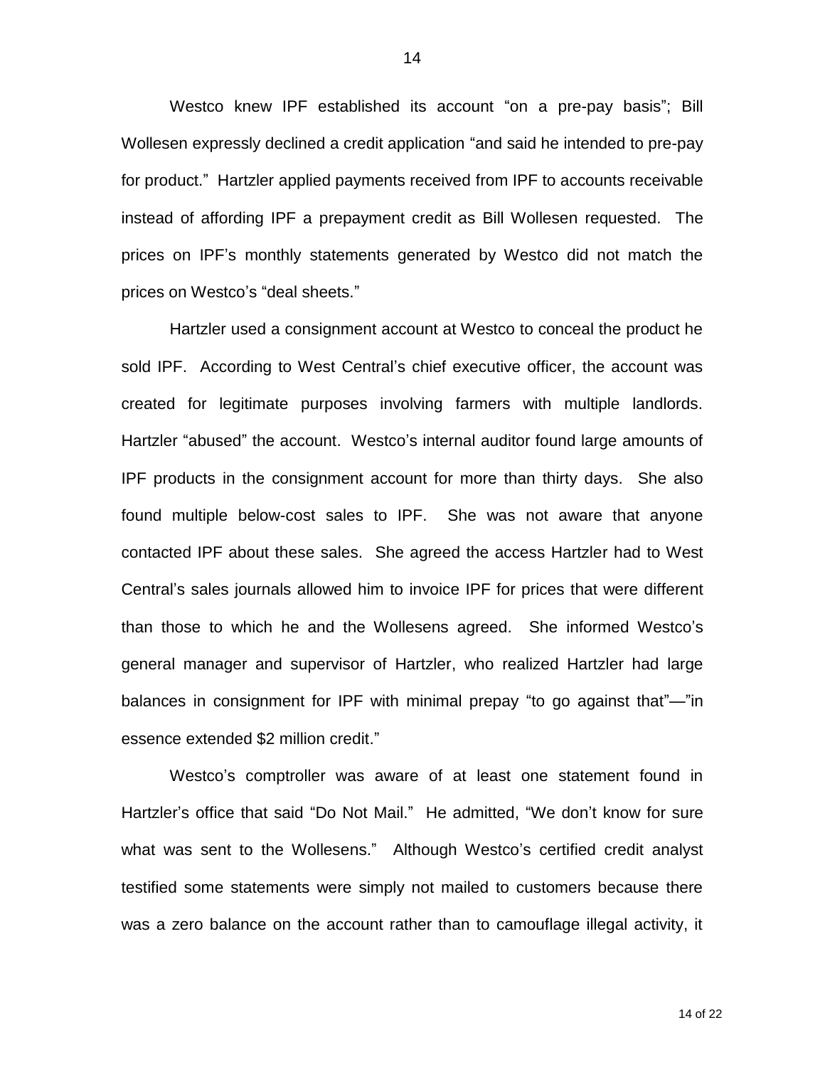Westco knew IPF established its account "on a pre-pay basis"; Bill Wollesen expressly declined a credit application "and said he intended to pre-pay for product." Hartzler applied payments received from IPF to accounts receivable instead of affording IPF a prepayment credit as Bill Wollesen requested. The prices on IPF's monthly statements generated by Westco did not match the prices on Westco's "deal sheets."

Hartzler used a consignment account at Westco to conceal the product he sold IPF. According to West Central's chief executive officer, the account was created for legitimate purposes involving farmers with multiple landlords. Hartzler "abused" the account. Westco's internal auditor found large amounts of IPF products in the consignment account for more than thirty days. She also found multiple below-cost sales to IPF. She was not aware that anyone contacted IPF about these sales. She agreed the access Hartzler had to West Central's sales journals allowed him to invoice IPF for prices that were different than those to which he and the Wollesens agreed. She informed Westco's general manager and supervisor of Hartzler, who realized Hartzler had large balances in consignment for IPF with minimal prepay "to go against that"—"in essence extended $2 million credit."

Westco's comptroller was aware of at least one statement found in Hartzler's office that said "Do Not Mail." He admitted, "We don't know for sure what was sent to the Wollesens." Although Westco's certified credit analyst testified some statements were simply not mailed to customers because there was a zero balance on the account rather than to camouflage illegal activity, it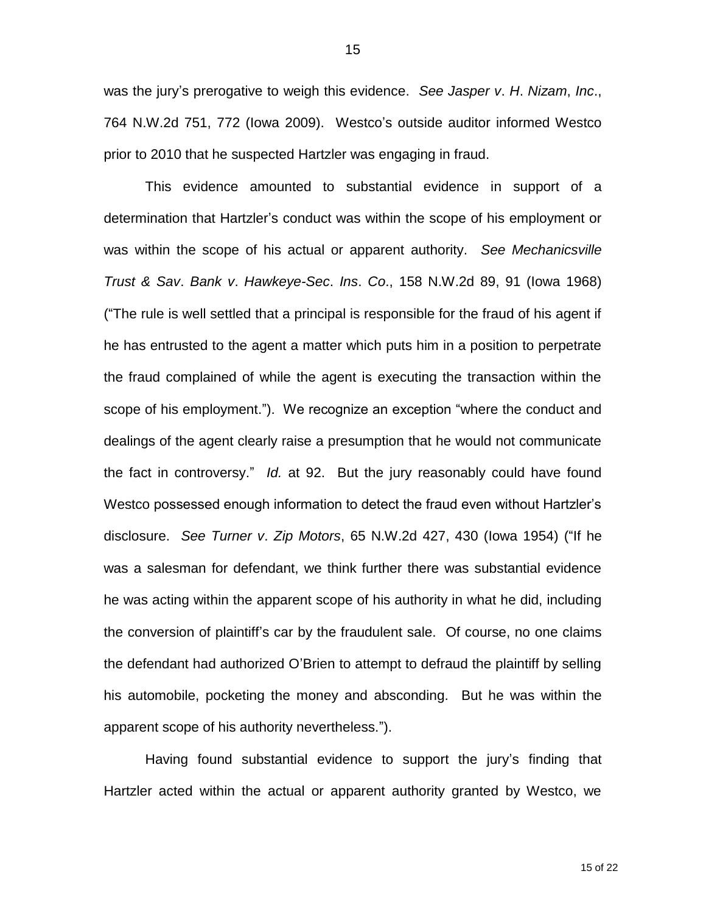was the jury's prerogative to weigh this evidence. *See Jasper v. H. Nizam, Inc.*, 764 N.W.2d 751, 772 (Iowa 2009). Westco's outside auditor informed Westco prior to 2010 that he suspected Hartzler was engaging in fraud.

This evidence amounted to substantial evidence in support of a determination that Hartzler's conduct was within the scope of his employment or was within the scope of his actual or apparent authority. *See Mechanicsville Trust & Sav. Bank v. Hawkeye-Sec. Ins. Co.*, 158 N.W.2d 89, 91 (Iowa 1968) ("The rule is well settled that a principal is responsible for the fraud of his agent if he has entrusted to the agent a matter which puts him in a position to perpetrate the fraud complained of while the agent is executing the transaction within the scope of his employment."). We recognize an exception "where the conduct and dealings of the agent clearly raise a presumption that he would not communicate the fact in controversy." *Id.* at 92. But the jury reasonably could have found Westco possessed enough information to detect the fraud even without Hartzler's disclosure. *See Turner v. Zip Motors*, 65 N.W.2d 427, 430 (Iowa 1954) ("If he was a salesman for defendant, we think further there was substantial evidence he was acting within the apparent scope of his authority in what he did, including the conversion of plaintiff's car by the fraudulent sale. Of course, no one claims the defendant had authorized O'Brien to attempt to defraud the plaintiff by selling his automobile, pocketing the money and absconding. But he was within the apparent scope of his authority nevertheless.").

Having found substantial evidence to support the jury's finding that Hartzler acted within the actual or apparent authority granted by Westco, we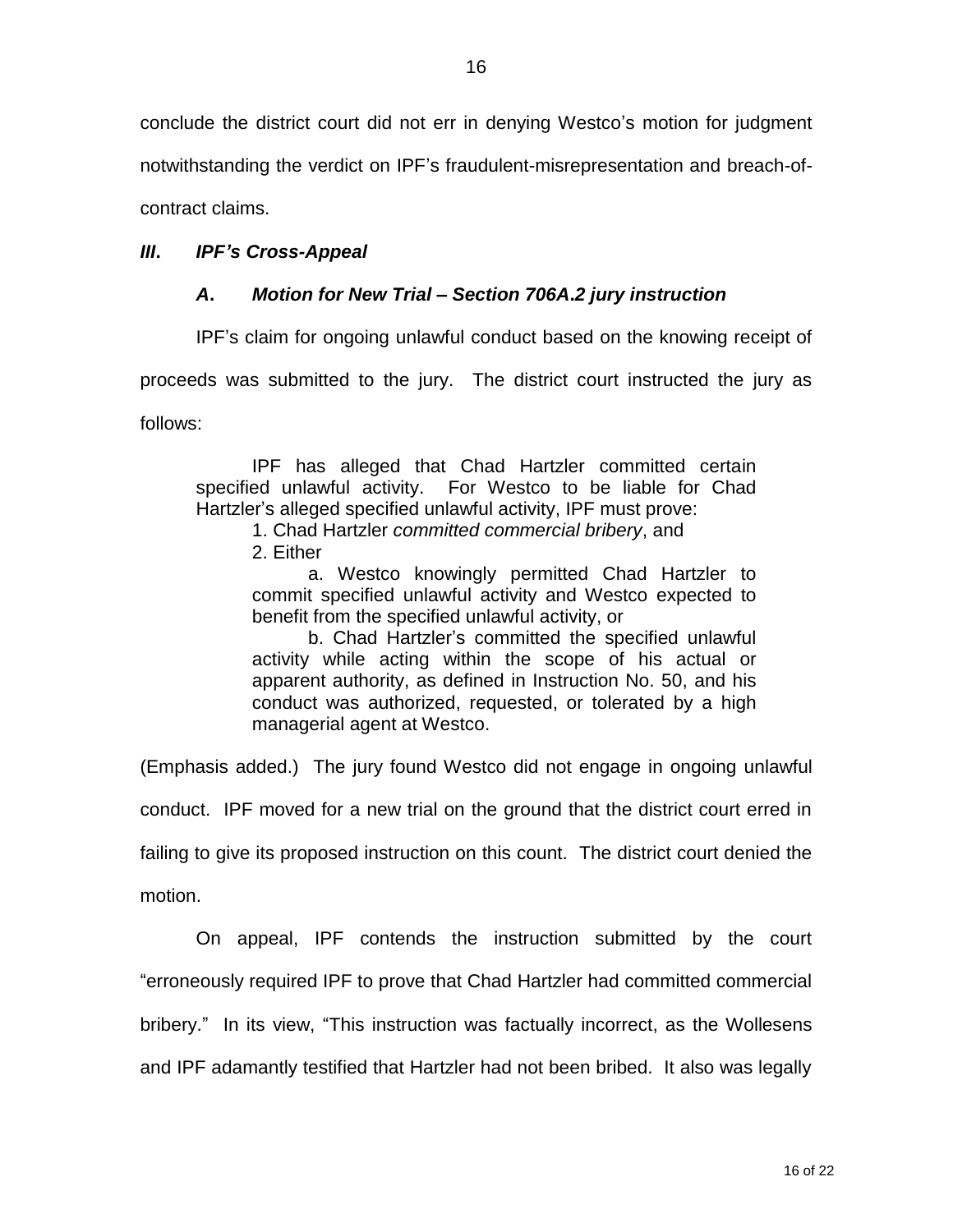conclude the district court did not err in denying Westco's motion for judgment notwithstanding the verdict on IPF's fraudulent-misrepresentation and breach-of-contract claims.

## ***III. IPF's Cross-Appeal***

### ***A. Motion for New Trial – Section 706A.2 jury instruction***

IPF's claim for ongoing unlawful conduct based on the knowing receipt of proceeds was submitted to the jury. The district court instructed the jury as follows:

> IPF has alleged that Chad Hartzler committed certain specified unlawful activity. For Westco to be liable for Chad Hartzler's alleged specified unlawful activity, IPF must prove:
>
> 1. Chad Hartzler *committed commercial bribery*, and
>
> 2. Either
>
> a. Westco knowingly permitted Chad Hartzler to commit specified unlawful activity and Westco expected to benefit from the specified unlawful activity, or
>
> b. Chad Hartzler's committed the specified unlawful activity while acting within the scope of his actual or apparent authority, as defined in Instruction No. 50, and his conduct was authorized, requested, or tolerated by a high managerial agent at Westco.

(Emphasis added.) The jury found Westco did not engage in ongoing unlawful conduct. IPF moved for a new trial on the ground that the district court erred in failing to give its proposed instruction on this count. The district court denied the motion.

On appeal, IPF contends the instruction submitted by the court "erroneously required IPF to prove that Chad Hartzler had committed commercial bribery." In its view, "This instruction was factually incorrect, as the Wollesens and IPF adamantly testified that Hartzler had not been bribed. It also was legally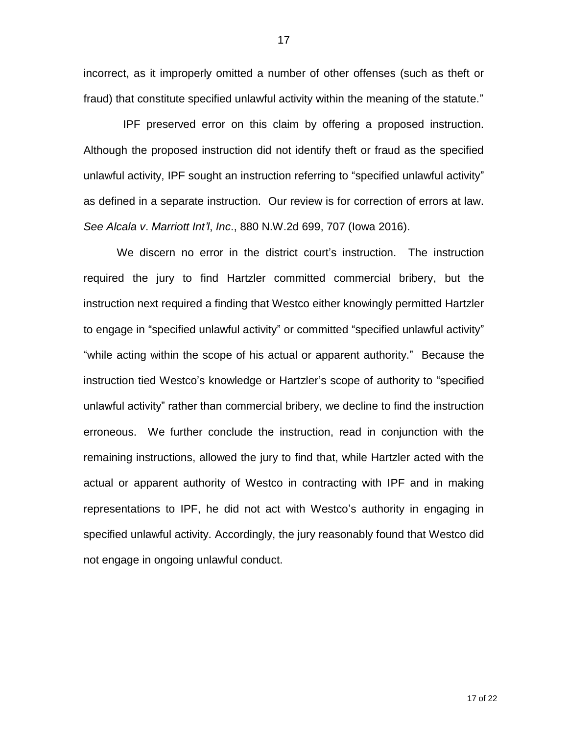incorrect, as it improperly omitted a number of other offenses (such as theft or fraud) that constitute specified unlawful activity within the meaning of the statute."

IPF preserved error on this claim by offering a proposed instruction. Although the proposed instruction did not identify theft or fraud as the specified unlawful activity, IPF sought an instruction referring to "specified unlawful activity" as defined in a separate instruction. Our review is for correction of errors at law. *See Alcala v. Marriott Int'l, Inc.*, 880 N.W.2d 699, 707 (Iowa 2016).

We discern no error in the district court's instruction. The instruction required the jury to find Hartzler committed commercial bribery, but the instruction next required a finding that Westco either knowingly permitted Hartzler to engage in "specified unlawful activity" or committed "specified unlawful activity" "while acting within the scope of his actual or apparent authority." Because the instruction tied Westco's knowledge or Hartzler's scope of authority to "specified unlawful activity" rather than commercial bribery, we decline to find the instruction erroneous. We further conclude the instruction, read in conjunction with the remaining instructions, allowed the jury to find that, while Hartzler acted with the actual or apparent authority of Westco in contracting with IPF and in making representations to IPF, he did not act with Westco's authority in engaging in specified unlawful activity. Accordingly, the jury reasonably found that Westco did not engage in ongoing unlawful conduct.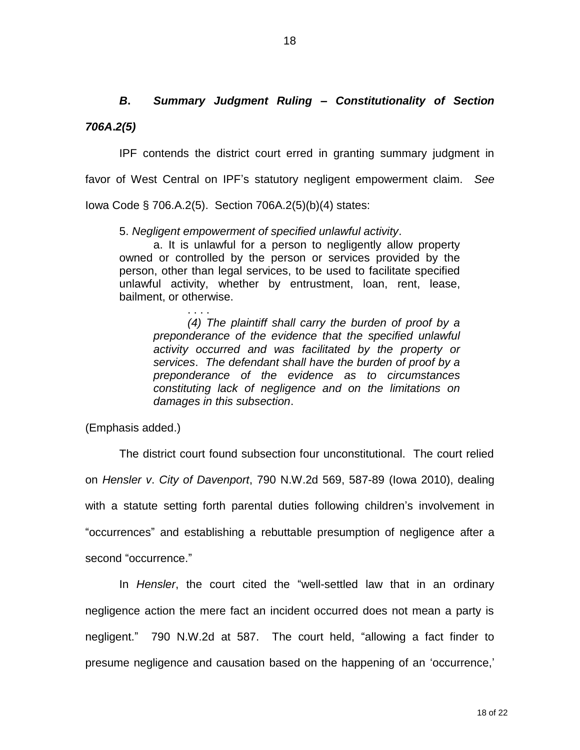***B. Summary Judgment Ruling – Constitutionality of Section 706A.2(5)***

IPF contends the district court erred in granting summary judgment in favor of West Central on IPF's statutory negligent empowerment claim. *See* Iowa Code § 706.A.2(5). Section 706A.2(5)(b)(4) states:

> 5. *Negligent empowerment of specified unlawful activity*.
>
> a. It is unlawful for a person to negligently allow property owned or controlled by the person or services provided by the person, other than legal services, to be used to facilitate specified unlawful activity, whether by entrustment, loan, rent, lease, bailment, or otherwise.
>
> . . . .
>
> *(4) The plaintiff shall carry the burden of proof by a preponderance of the evidence that the specified unlawful activity occurred and was facilitated by the property or services*. *The defendant shall have the burden of proof by a preponderance of the evidence as to circumstances constituting lack of negligence and on the limitations on damages in this subsection*.

(Emphasis added.)

The district court found subsection four unconstitutional. The court relied on *Hensler v. City of Davenport*, 790 N.W.2d 569, 587-89 (Iowa 2010), dealing with a statute setting forth parental duties following children's involvement in "occurrences" and establishing a rebuttable presumption of negligence after a second "occurrence."

In *Hensler*, the court cited the "well-settled law that in an ordinary negligence action the mere fact an incident occurred does not mean a party is negligent." 790 N.W.2d at 587. The court held, "allowing a fact finder to presume negligence and causation based on the happening of an 'occurrence,'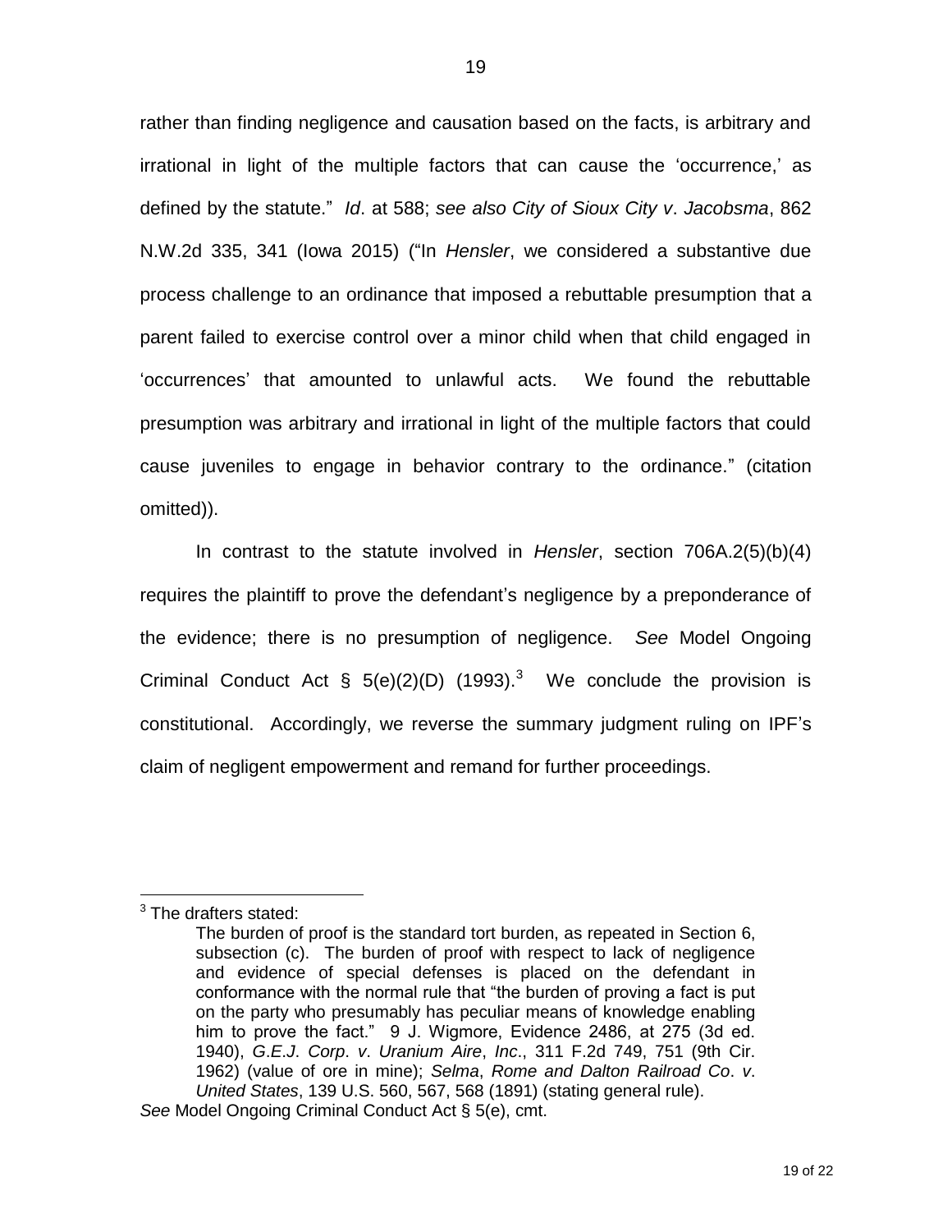rather than finding negligence and causation based on the facts, is arbitrary and irrational in light of the multiple factors that can cause the 'occurrence,' as defined by the statute." *Id*. at 588; *see also City of Sioux City v. Jacobsma*, 862 N.W.2d 335, 341 (Iowa 2015) ("In *Hensler*, we considered a substantive due process challenge to an ordinance that imposed a rebuttable presumption that a parent failed to exercise control over a minor child when that child engaged in 'occurrences' that amounted to unlawful acts. We found the rebuttable presumption was arbitrary and irrational in light of the multiple factors that could cause juveniles to engage in behavior contrary to the ordinance." (citation omitted)).

In contrast to the statute involved in *Hensler*, section 706A.2(5)(b)(4) requires the plaintiff to prove the defendant's negligence by a preponderance of the evidence; there is no presumption of negligence. *See* Model Ongoing Criminal Conduct Act § 5(e)(2)(D) (1993).[3] We conclude the provision is constitutional. Accordingly, we reverse the summary judgment ruling on IPF's claim of negligent empowerment and remand for further proceedings.

---

[3] The drafters stated:

> The burden of proof is the standard tort burden, as repeated in Section 6, subsection (c). The burden of proof with respect to lack of negligence and evidence of special defenses is placed on the defendant in conformance with the normal rule that "the burden of proving a fact is put on the party who presumably has peculiar means of knowledge enabling him to prove the fact." 9 J. Wigmore, Evidence 2486, at 275 (3d ed. 1940), *G.E.J. Corp. v. Uranium Aire, Inc.*, 311 F.2d 749, 751 (9th Cir. 1962) (value of ore in mine); *Selma, Rome and Dalton Railroad Co. v. United States*, 139 U.S. 560, 567, 568 (1891) (stating general rule).

*See* Model Ongoing Criminal Conduct Act § 5(e), cmt.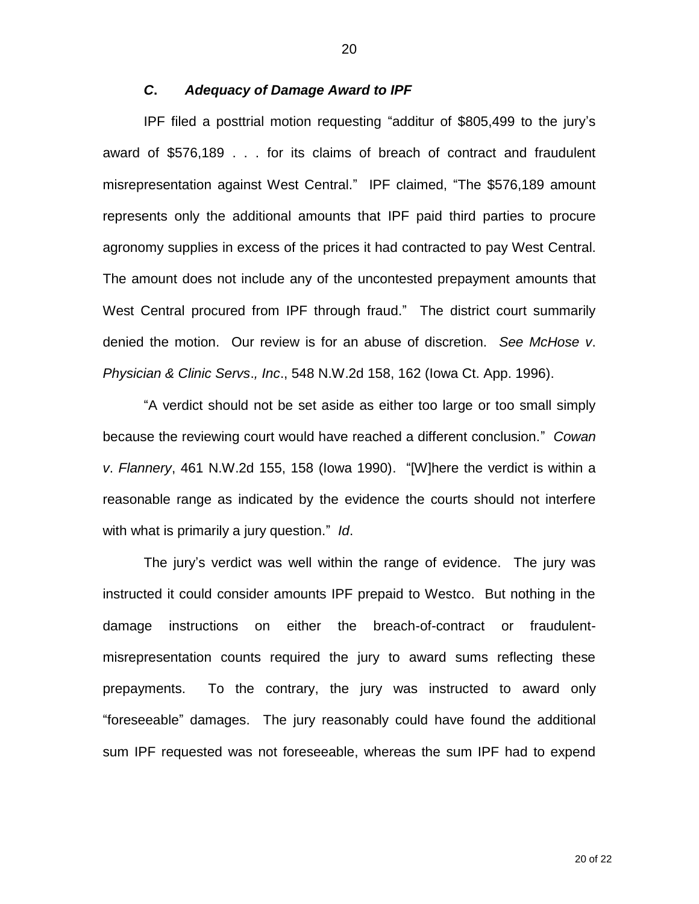### *C. Adequacy of Damage Award to IPF*

IPF filed a posttrial motion requesting "additur of $805,499 to the jury's award of $576,189 . . . for its claims of breach of contract and fraudulent misrepresentation against West Central." IPF claimed, "The $576,189 amount represents only the additional amounts that IPF paid third parties to procure agronomy supplies in excess of the prices it had contracted to pay West Central. The amount does not include any of the uncontested prepayment amounts that West Central procured from IPF through fraud." The district court summarily denied the motion. Our review is for an abuse of discretion. *See McHose v. Physician & Clinic Servs., Inc.*, 548 N.W.2d 158, 162 (Iowa Ct. App. 1996).

"A verdict should not be set aside as either too large or too small simply because the reviewing court would have reached a different conclusion." *Cowan v. Flannery*, 461 N.W.2d 155, 158 (Iowa 1990). "[W]here the verdict is within a reasonable range as indicated by the evidence the courts should not interfere with what is primarily a jury question." *Id*.

The jury's verdict was well within the range of evidence. The jury was instructed it could consider amounts IPF prepaid to Westco. But nothing in the damage instructions on either the breach-of-contract or fraudulent-misrepresentation counts required the jury to award sums reflecting these prepayments. To the contrary, the jury was instructed to award only "foreseeable" damages. The jury reasonably could have found the additional sum IPF requested was not foreseeable, whereas the sum IPF had to expend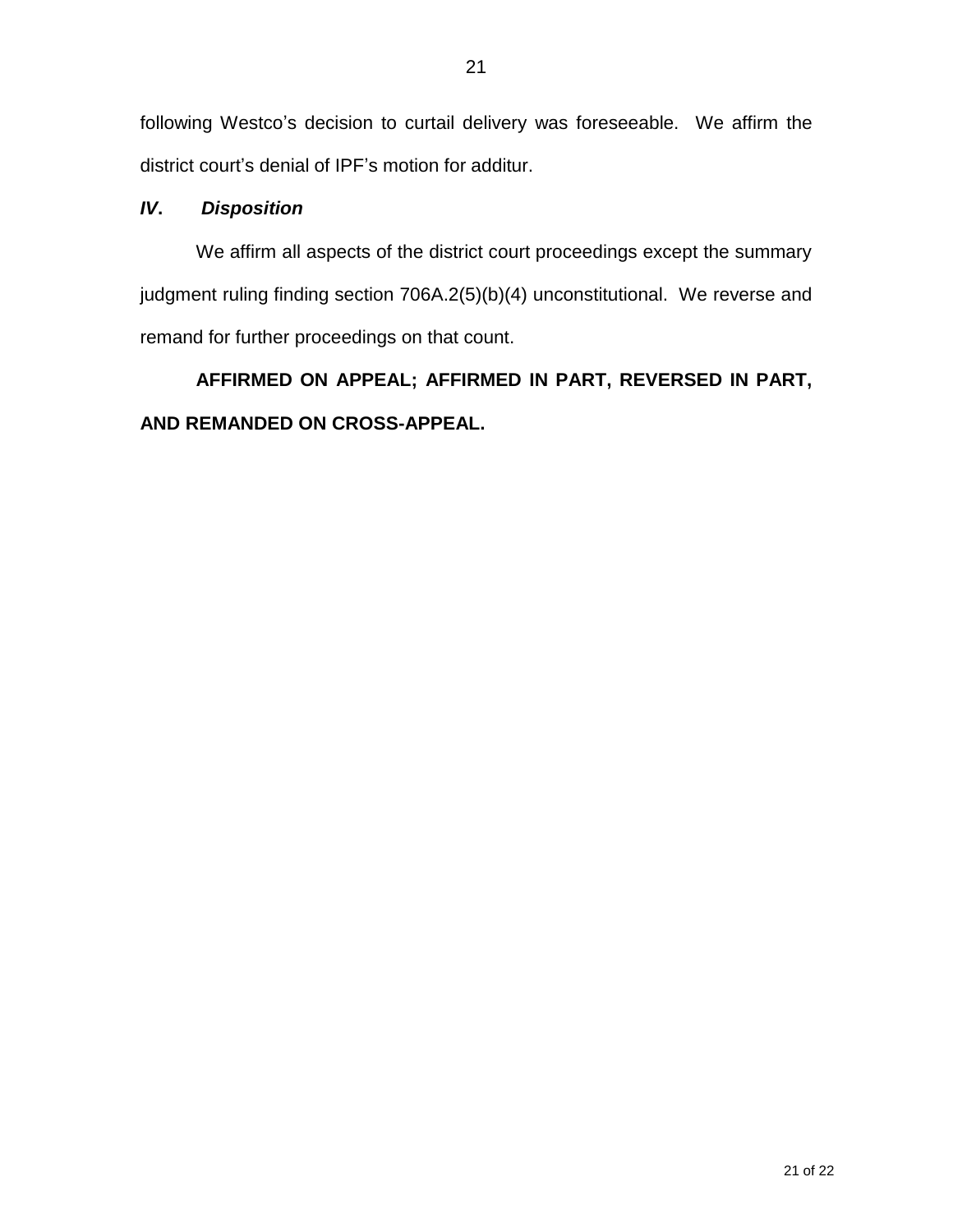following Westco's decision to curtail delivery was foreseeable. We affirm the district court's denial of IPF's motion for additur.

### ***IV. Disposition***

We affirm all aspects of the district court proceedings except the summary judgment ruling finding section 706A.2(5)(b)(4) unconstitutional. We reverse and remand for further proceedings on that count.

**AFFIRMED ON APPEAL; AFFIRMED IN PART, REVERSED IN PART, AND REMANDED ON CROSS-APPEAL.**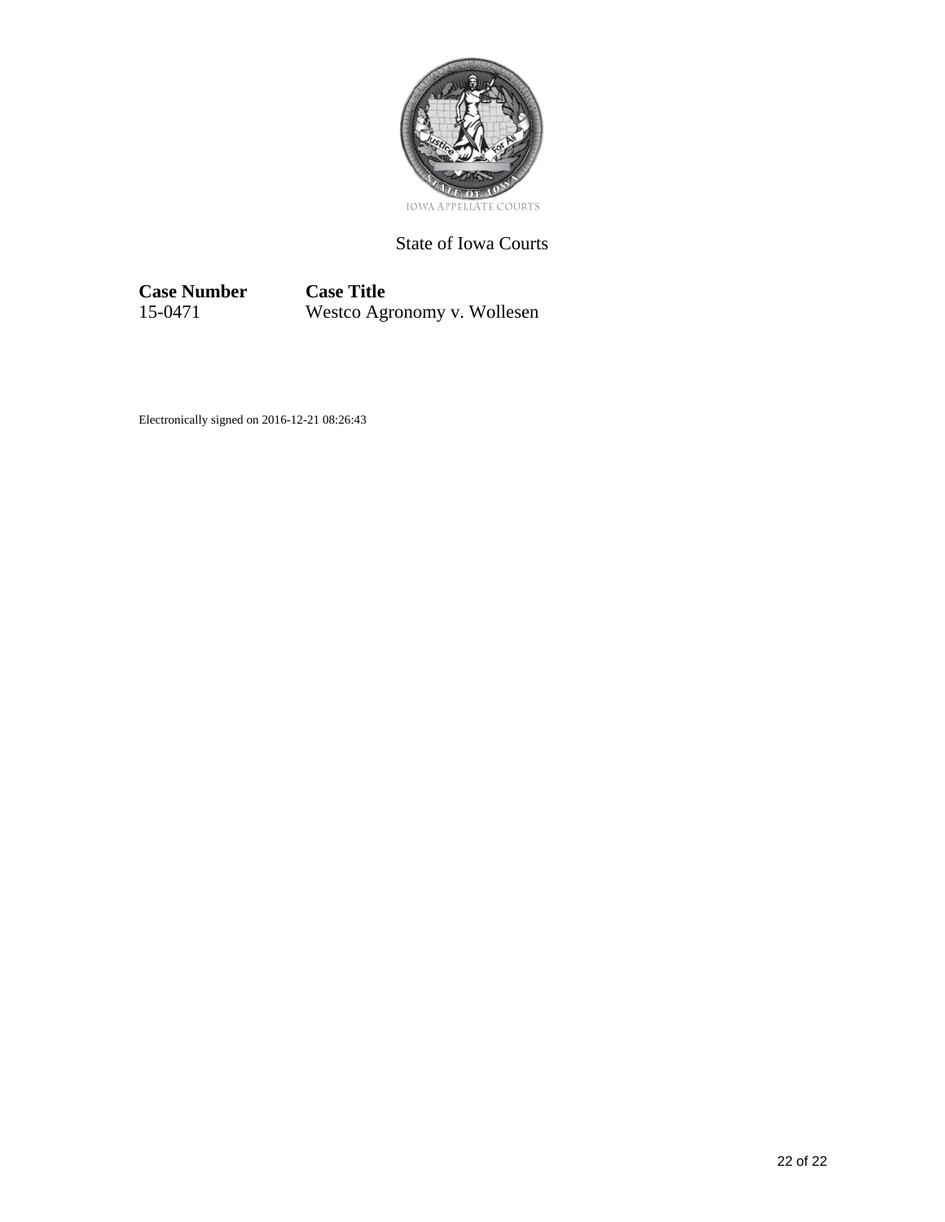IOWA APPELLATE COURTS

State of Iowa Courts

| Case Number | Case Title |
| --- | --- |
| 15-0471 | Westco Agronomy v. Wollesen |

Electronically signed on 2016-12-21 08:26:43